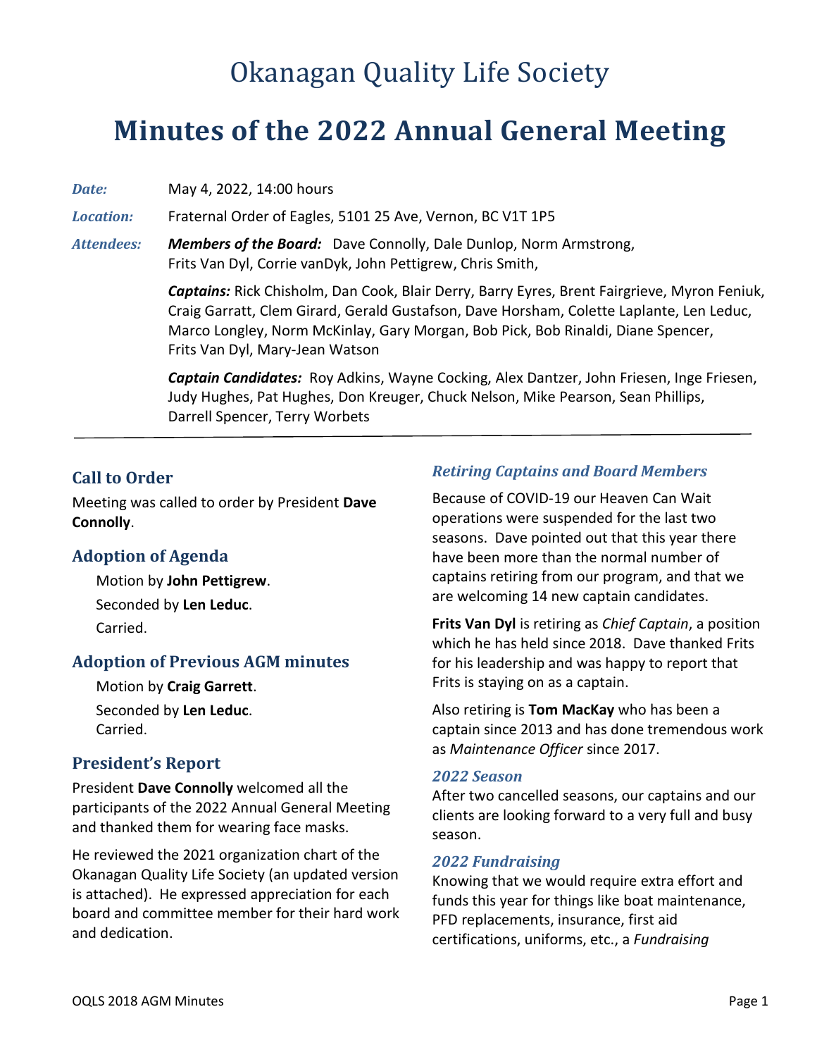# Okanagan Quality Life Society

# Minutes of the 2022 Annual General Meeting

***Date:*** May 4, 2022, 14:00 hours

***Location:*** Fraternal Order of Eagles, 5101 25 Ave, Vernon, BC V1T 1P5

***Attendees:***

***Members of the Board:*** Dave Connolly, Dale Dunlop, Norm Armstrong, Frits Van Dyl, Corrie vanDyk, John Pettigrew, Chris Smith,

***Captains:*** Rick Chisholm, Dan Cook, Blair Derry, Barry Eyres, Brent Fairgrieve, Myron Feniuk, Craig Garratt, Clem Girard, Gerald Gustafson, Dave Horsham, Colette Laplante, Len Leduc, Marco Longley, Norm McKinlay, Gary Morgan, Bob Pick, Bob Rinaldi, Diane Spencer, Frits Van Dyl, Mary-Jean Watson

***Captain Candidates:*** Roy Adkins, Wayne Cocking, Alex Dantzer, John Friesen, Inge Friesen, Judy Hughes, Pat Hughes, Don Kreuger, Chuck Nelson, Mike Pearson, Sean Phillips, Darrell Spencer, Terry Worbets

---

## Call to Order

Meeting was called to order by President **Dave Connolly**.

## Adoption of Agenda

Motion by **John Pettigrew**.
Seconded by **Len Leduc**.
Carried.

## Adoption of Previous AGM minutes

Motion by **Craig Garrett**.
Seconded by **Len Leduc**.
Carried.

## President's Report

President **Dave Connolly** welcomed all the participants of the 2022 Annual General Meeting and thanked them for wearing face masks.

He reviewed the 2021 organization chart of the Okanagan Quality Life Society (an updated version is attached). He expressed appreciation for each board and committee member for their hard work and dedication.

### *Retiring Captains and Board Members*

Because of COVID-19 our Heaven Can Wait operations were suspended for the last two seasons. Dave pointed out that this year there have been more than the normal number of captains retiring from our program, and that we are welcoming 14 new captain candidates.

**Frits Van Dyl** is retiring as *Chief Captain*, a position which he has held since 2018. Dave thanked Frits for his leadership and was happy to report that Frits is staying on as a captain.

Also retiring is **Tom MacKay** who has been a captain since 2013 and has done tremendous work as *Maintenance Officer* since 2017.

### *2022 Season*

After two cancelled seasons, our captains and our clients are looking forward to a very full and busy season.

### *2022 Fundraising*

Knowing that we would require extra effort and funds this year for things like boat maintenance, PFD replacements, insurance, first aid certifications, uniforms, etc., a *Fundraising*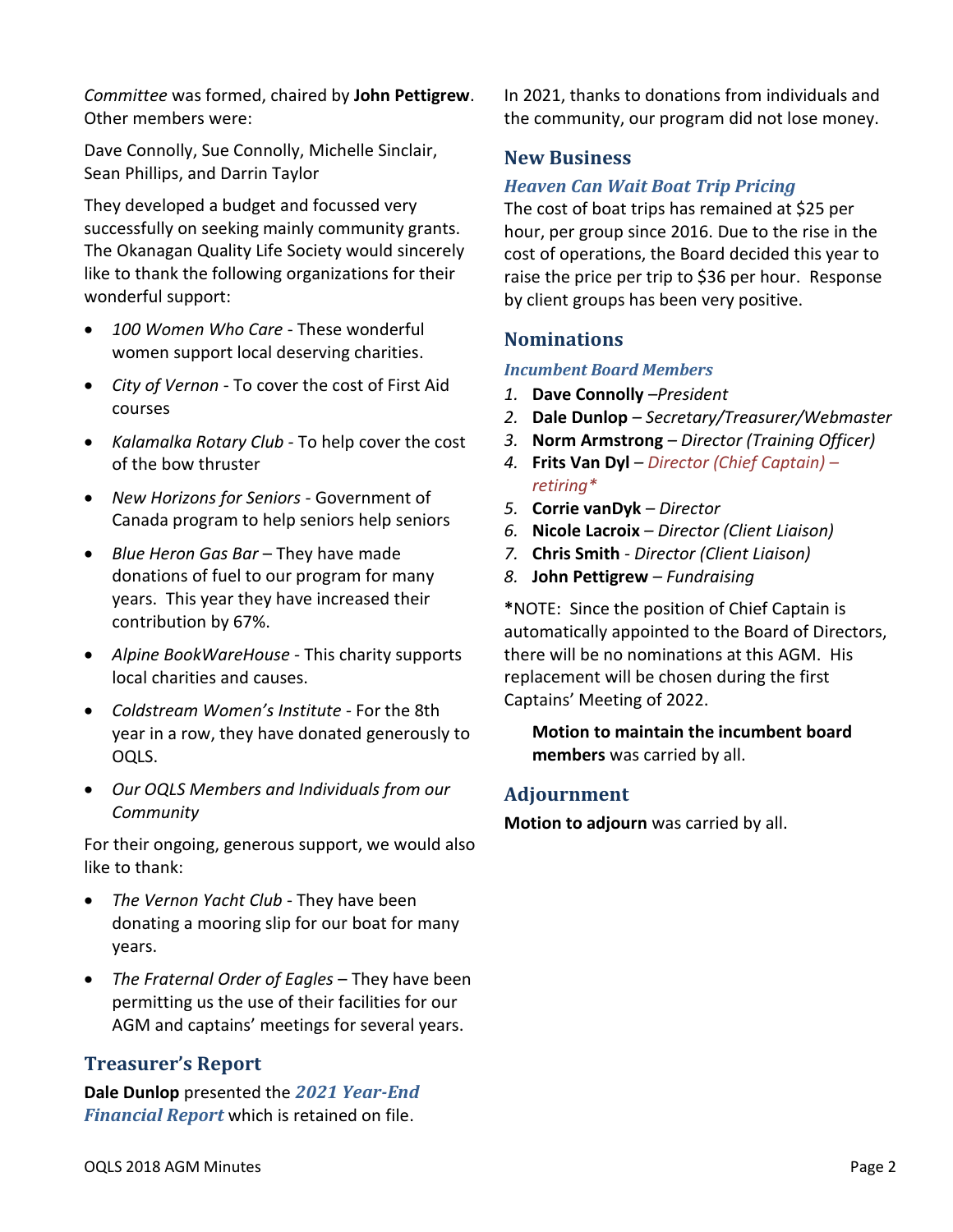*Committee* was formed, chaired by **John Pettigrew**. Other members were:

Dave Connolly, Sue Connolly, Michelle Sinclair, Sean Phillips, and Darrin Taylor

They developed a budget and focussed very successfully on seeking mainly community grants. The Okanagan Quality Life Society would sincerely like to thank the following organizations for their wonderful support:

- *100 Women Who Care* - These wonderful women support local deserving charities.
- *City of Vernon* - To cover the cost of First Aid courses
- *Kalamalka Rotary Club* - To help cover the cost of the bow thruster
- *New Horizons for Seniors* - Government of Canada program to help seniors help seniors
- *Blue Heron Gas Bar* – They have made donations of fuel to our program for many years. This year they have increased their contribution by 67%.
- *Alpine BookWareHouse* - This charity supports local charities and causes.
- *Coldstream Women's Institute* - For the 8th year in a row, they have donated generously to OQLS.
- *Our OQLS Members and Individuals from our Community*

For their ongoing, generous support, we would also like to thank:

- *The Vernon Yacht Club* - They have been donating a mooring slip for our boat for many years.
- *The Fraternal Order of Eagles* – They have been permitting us the use of their facilities for our AGM and captains' meetings for several years.

## Treasurer's Report

**Dale Dunlop** presented the ***2021 Year-End Financial Report*** which is retained on file.

In 2021, thanks to donations from individuals and the community, our program did not lose money.

## New Business

### *Heaven Can Wait Boat Trip Pricing*

The cost of boat trips has remained at $25 per hour, per group since 2016. Due to the rise in the cost of operations, the Board decided this year to raise the price per trip to $36 per hour. Response by client groups has been very positive.

## Nominations

### *Incumbent Board Members*

1. **Dave Connolly** –*President*
2. **Dale Dunlop** – *Secretary/Treasurer/Webmaster*
3. **Norm Armstrong** – *Director (Training Officer)*
4. **Frits Van Dyl** – *Director (Chief Captain) – retiring**
5. **Corrie vanDyk** – *Director*
6. **Nicole Lacroix** – *Director (Client Liaison)*
7. **Chris Smith** - *Director (Client Liaison)*
8. **John Pettigrew** – *Fundraising*

**\***NOTE: Since the position of Chief Captain is automatically appointed to the Board of Directors, there will be no nominations at this AGM. His replacement will be chosen during the first Captains' Meeting of 2022.

**Motion to maintain the incumbent board members** was carried by all.

## Adjournment

**Motion to adjourn** was carried by all.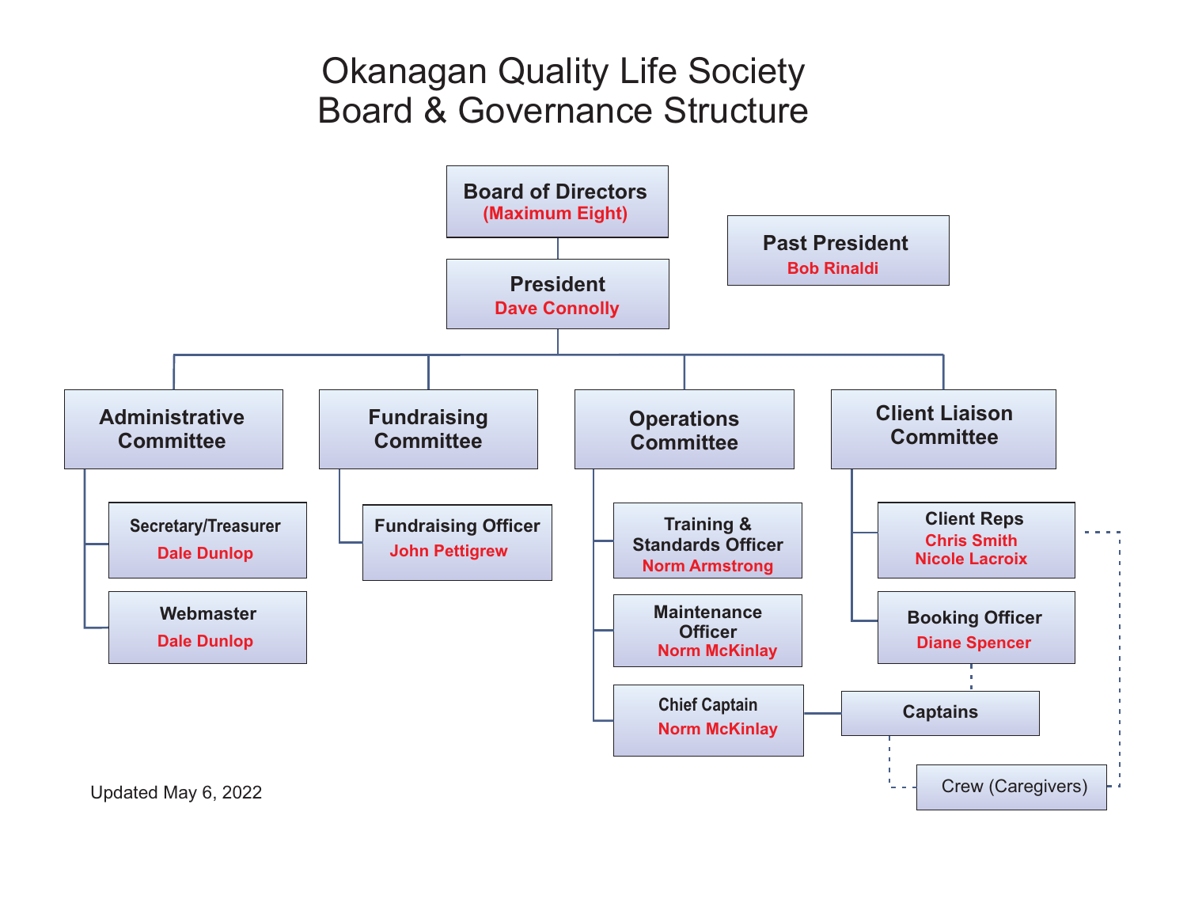# Okanagan Quality Life Society
# Board & Governance Structure

Board of Directors
(Maximum Eight)

President
Dave Connolly

Past President
Bob Rinaldi

Administrative Committee

Secretary/Treasurer
Dale Dunlop

Webmaster
Dale Dunlop

Fundraising Committee

Fundraising Officer
John Pettigrew

Operations Committee

Training & Standards Officer
Norm Armstrong

Maintenance Officer
Norm McKinlay

Chief Captain
Norm McKinlay

Client Liaison Committee

Client Reps
Chris Smith
Nicole Lacroix

Booking Officer
Diane Spencer

Captains

Crew (Caregivers)

Updated May 6, 2022